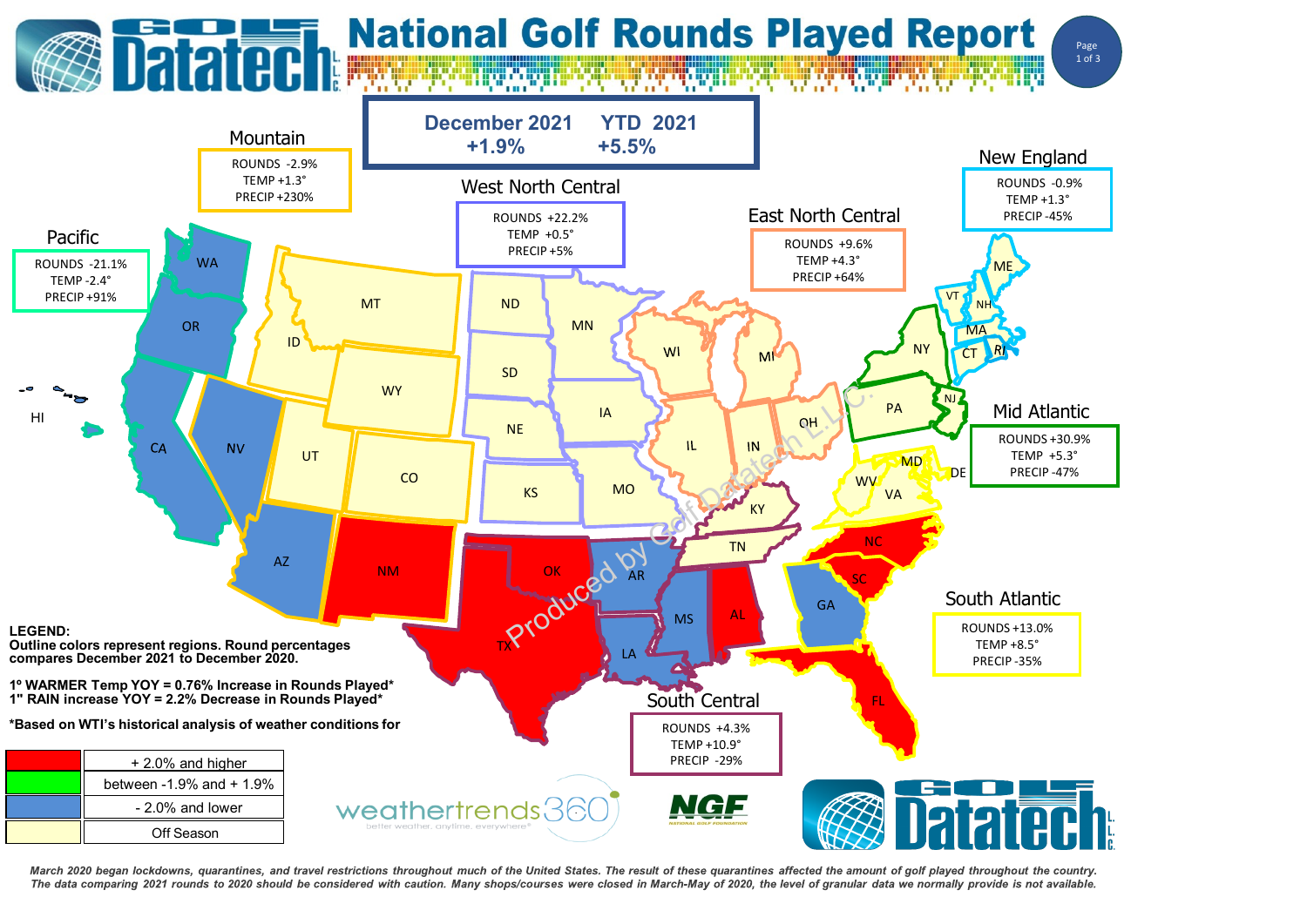# National Golf Rounds Played Report

**December 2021** +1.9%  **YTD 2021** +5.5%

## Mountain
ROUNDS -2.9%
TEMP +1.3°
PRECIP +230%

## West North Central
ROUNDS +22.2%
TEMP +0.5°
PRECIP +5%

## East North Central
ROUNDS +9.6%
TEMP +4.3°
PRECIP +64%

## New England
ROUNDS -0.9%
TEMP +1.3°
PRECIP -45%

## Pacific
ROUNDS -21.1%
TEMP -2.4°
PRECIP +91%

## Mid Atlantic
ROUNDS +30.9%
TEMP +5.3°
PRECIP -47%

## South Atlantic
ROUNDS +13.0%
TEMP +8.5°
PRECIP -35%

## South Central
ROUNDS +4.3%
TEMP +10.9°
PRECIP -29%

**LEGEND:**
**Outline colors represent regions. Round percentages compares December 2021 to December 2020.**

**1° WARMER Temp YOY = 0.76% Increase in Rounds Played***
**1" RAIN increase YOY = 2.2% Decrease in Rounds Played***

***Based on WTI's historical analysis of weather conditions for**

| Color | Range |
|---|---|
| Red | + 2.0% and higher |
| Green | between -1.9% and + 1.9% |
| Blue | - 2.0% and lower |
| Light yellow | Off Season |

*March 2020 began lockdowns, quarantines, and travel restrictions throughout much of the United States. The result of these quarantines affected the amount of golf played throughout the country. The data comparing 2021 rounds to 2020 should be considered with caution. Many shops/courses were closed in March-May of 2020, the level of granular data we normally provide is not available.*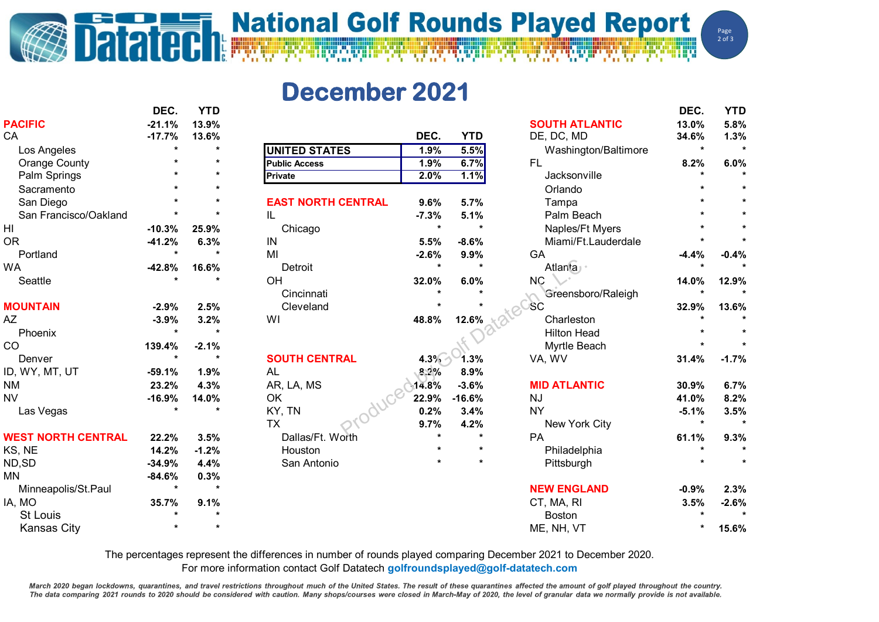# National Golf Rounds Played Report

## December 2021

| | DEC. | YTD |
|---|---|---|
| **UNITED STATES** | 1.9% | 5.5% |
| **Public Access** | 1.9% | 6.7% |
| **Private** | 2.0% | 1.1% |

| | DEC. | YTD |
|---|---|---|
| **PACIFIC** | -21.1% | 13.9% |
| CA | -17.7% | 13.6% |
| Los Angeles | * | * |
| Orange County | * | * |
| Palm Springs | * | * |
| Sacramento | * | * |
| San Diego | * | * |
| San Francisco/Oakland | * | * |
| HI | -10.3% | 25.9% |
| OR | -41.2% | 6.3% |
| Portland | * | * |
| WA | -42.8% | 16.6% |
| Seattle | * | * |
| **MOUNTAIN** | -2.9% | 2.5% |
| AZ | -3.9% | 3.2% |
| Phoenix | * | * |
| CO | 139.4% | -2.1% |
| Denver | * | * |
| ID, WY, MT, UT | -59.1% | 1.9% |
| NM | 23.2% | 4.3% |
| NV | -16.9% | 14.0% |
| Las Vegas | * | * |
| **WEST NORTH CENTRAL** | 22.2% | 3.5% |
| KS, NE | 14.2% | -1.2% |
| ND,SD | -34.9% | 4.4% |
| MN | -84.6% | 0.3% |
| Minneapolis/St.Paul | * | * |
| IA, MO | 35.7% | 9.1% |
| St Louis | * | * |
| Kansas City | * | * |

| | DEC. | YTD |
|---|---|---|
| **EAST NORTH CENTRAL** | 9.6% | 5.7% |
| IL | -7.3% | 5.1% |
| Chicago | * | * |
| IN | 5.5% | -8.6% |
| MI | -2.6% | 9.9% |
| Detroit | * | * |
| OH | 32.0% | 6.0% |
| Cincinnati | * | * |
| Cleveland | * | * |
| WI | 48.8% | 12.6% |
| **SOUTH CENTRAL** | 4.3% | 1.3% |
| AL | 8.2% | 8.9% |
| AR, LA, MS | 14.8% | -3.6% |
| OK | 22.9% | -16.6% |
| KY, TN | 0.2% | 3.4% |
| TX | 9.7% | 4.2% |
| Dallas/Ft. Worth | * | * |
| Houston | * | * |
| San Antonio | * | * |

| | DEC. | YTD |
|---|---|---|
| **SOUTH ATLANTIC** | 13.0% | 5.8% |
| DE, DC, MD | 34.6% | 1.3% |
| Washington/Baltimore | * | * |
| FL | 8.2% | 6.0% |
| Jacksonville | * | * |
| Orlando | * | * |
| Tampa | * | * |
| Palm Beach | * | * |
| Naples/Ft Myers | * | * |
| Miami/Ft.Lauderdale | * | * |
| GA | -4.4% | -0.4% |
| Atlanta | * | * |
| NC | 14.0% | 12.9% |
| Greensboro/Raleigh | * | * |
| SC | 32.9% | 13.6% |
| Charleston | * | * |
| Hilton Head | * | * |
| Myrtle Beach | * | * |
| VA, WV | 31.4% | -1.7% |
| **MID ATLANTIC** | 30.9% | 6.7% |
| NJ | 41.0% | 8.2% |
| NY | -5.1% | 3.5% |
| New York City | * | * |
| PA | 61.1% | 9.3% |
| Philadelphia | * | * |
| Pittsburgh | * | * |
| **NEW ENGLAND** | -0.9% | 2.3% |
| CT, MA, RI | 3.5% | -2.6% |
| Boston | * | * |
| ME, NH, VT | * | 15.6% |

The percentages represent the differences in number of rounds played comparing December 2021 to December 2020.
For more information contact Golf Datatech golfroundsplayed@golf-datatech.com

*March 2020 began lockdowns, quarantines, and travel restrictions throughout much of the United States. The result of these quarantines affected the amount of golf played throughout the country. The data comparing 2021 rounds to 2020 should be considered with caution. Many shops/courses were closed in March-May of 2020, the level of granular data we normally provide is not available.*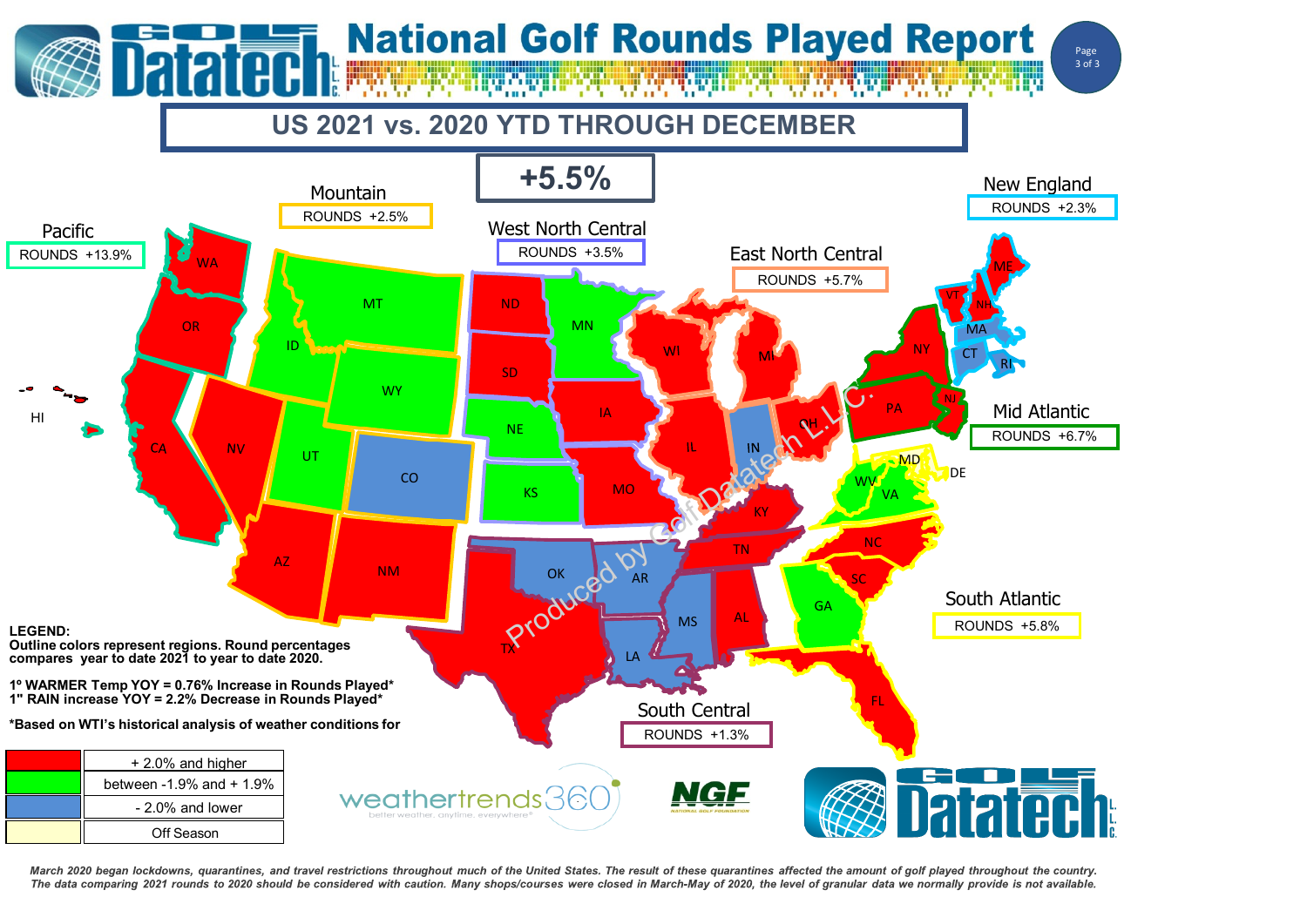# National Golf Rounds Played Report

## US 2021 vs. 2020 YTD THROUGH DECEMBER

**+5.5%**

Pacific
ROUNDS +13.9%

Mountain
ROUNDS +2.5%

West North Central
ROUNDS +3.5%

East North Central
ROUNDS +5.7%

New England
ROUNDS +2.3%

Mid Atlantic
ROUNDS +6.7%

South Atlantic
ROUNDS +5.8%

South Central
ROUNDS +1.3%

WA, OR, CA, HI, NV, ID, MT, WY, UT, CO, AZ, NM, ND, SD, NE, KS, MN, IA, MO, WI, IL, MI, IN, OH, KY, TN, OK, TX, AR, LA, MS, AL, GA, FL, SC, NC, VA, WV, MD, DE, PA, NJ, NY, VT, NH, ME, MA, CT, RI

Produced by Golf Datatech L.L.C.

**LEGEND:**
**Outline colors represent regions. Round percentages compares year to date 2021 to year to date 2020.**

**1º WARMER Temp YOY = 0.76% Increase in Rounds Played***
**1" RAIN increase YOY = 2.2% Decrease in Rounds Played***

***Based on WTI's historical analysis of weather conditions for**

| | |
|---|---|
| Red | + 2.0% and higher |
| Green | between -1.9% and + 1.9% |
| Blue | - 2.0% and lower |
| Light yellow | Off Season |

weathertrends360 — better weather, anytime, everywhere

NGF — National Golf Foundation

Golf Datatech L.L.C.

*March 2020 began lockdowns, quarantines, and travel restrictions throughout much of the United States. The result of these quarantines affected the amount of golf played throughout the country. The data comparing 2021 rounds to 2020 should be considered with caution. Many shops/courses were closed in March-May of 2020, the level of granular data we normally provide is not available.*